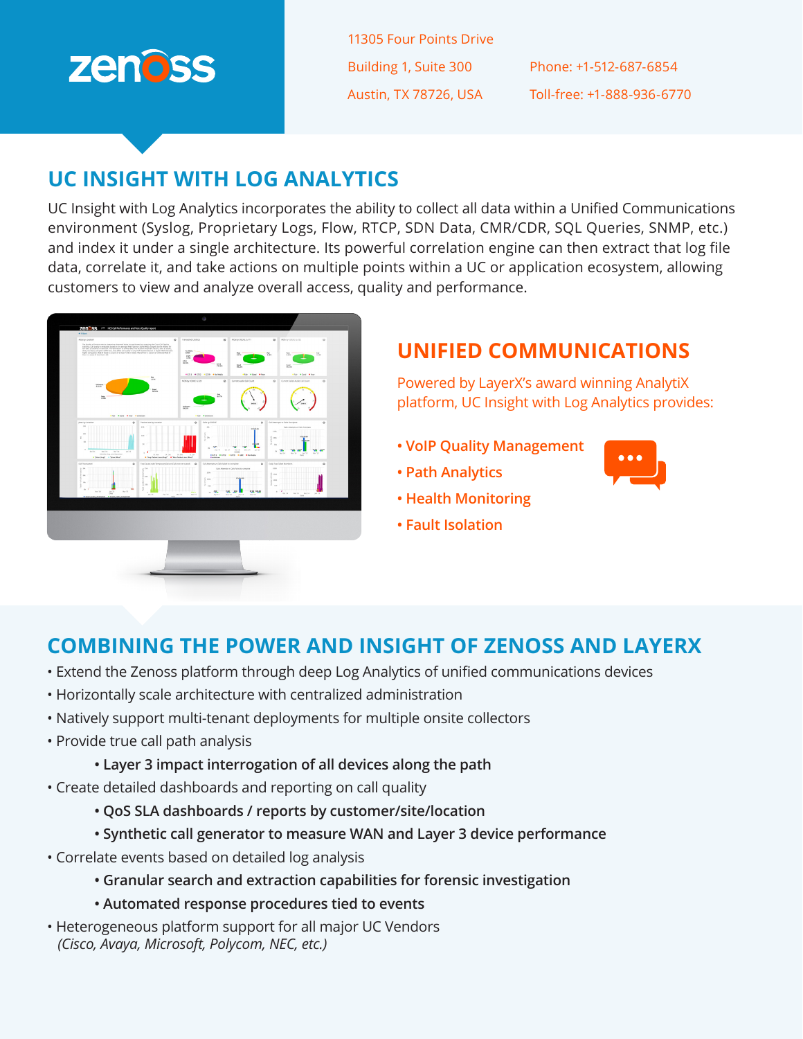zenoss

11305 Four Points Drive
Building 1, Suite 300
Austin, TX 78726, USA

Phone: +1-512-687-6854
Toll-free: +1-888-936-6770

## UC INSIGHT WITH LOG ANALYTICS

UC Insight with Log Analytics incorporates the ability to collect all data within a Unified Communications environment (Syslog, Proprietary Logs, Flow, RTCP, SDN Data, CMR/CDR, SQL Queries, SNMP, etc.) and index it under a single architecture. Its powerful correlation engine can then extract that log file data, correlate it, and take actions on multiple points within a UC or application ecosystem, allowing customers to view and analyze overall access, quality and performance.

## UNIFIED COMMUNICATIONS

Powered by LayerX's award winning AnalytiX platform, UC Insight with Log Analytics provides:

- VoIP Quality Management
- Path Analytics
- Health Monitoring
- Fault Isolation

## COMBINING THE POWER AND INSIGHT OF ZENOSS AND LAYERX

- Extend the Zenoss platform through deep Log Analytics of unified communications devices
- Horizontally scale architecture with centralized administration
- Natively support multi-tenant deployments for multiple onsite collectors
- Provide true call path analysis
    - **Layer 3 impact interrogation of all devices along the path**
- Create detailed dashboards and reporting on call quality
    - **QoS SLA dashboards / reports by customer/site/location**
    - **Synthetic call generator to measure WAN and Layer 3 device performance**
- Correlate events based on detailed log analysis
    - **Granular search and extraction capabilities for forensic investigation**
    - **Automated response procedures tied to events**
- Heterogeneous platform support for all major UC Vendors
  *(Cisco, Avaya, Microsoft, Polycom, NEC, etc.)*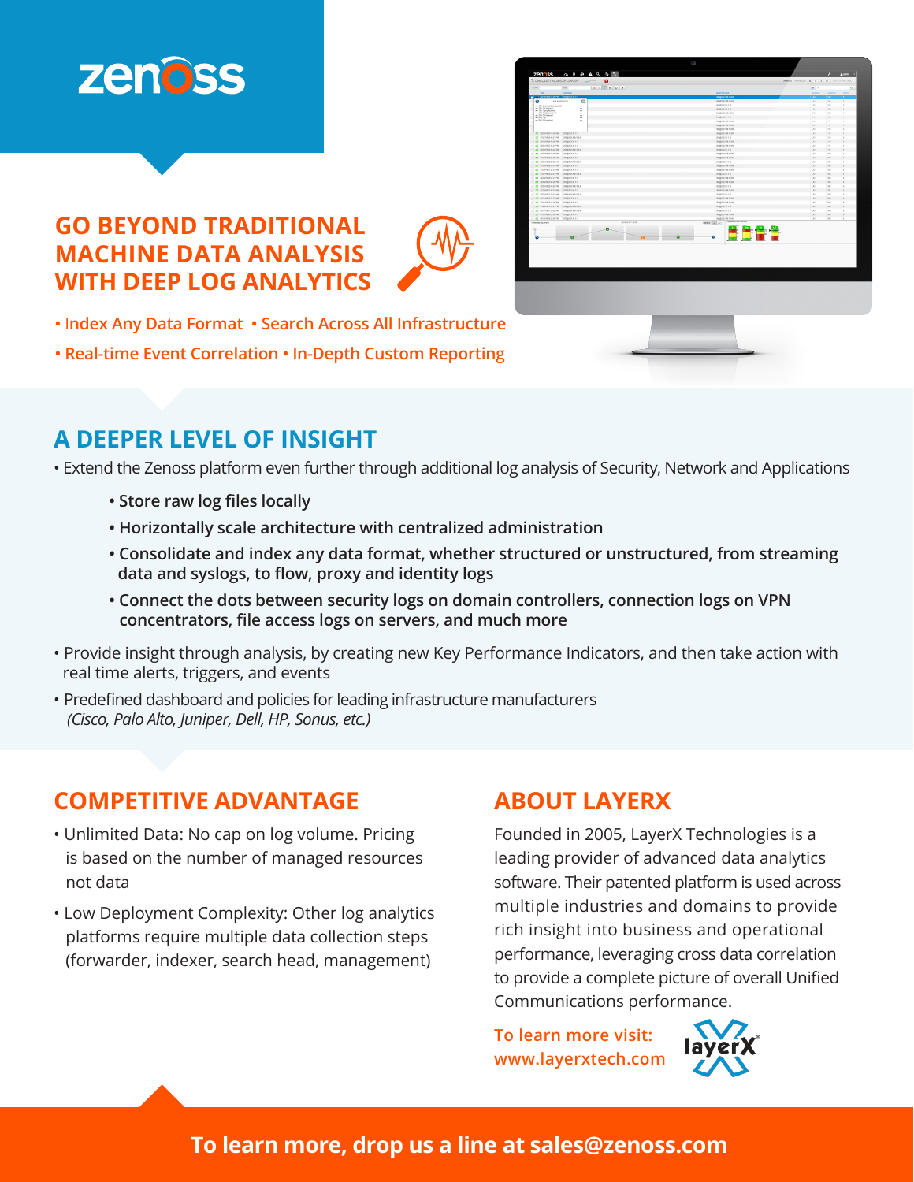zenoss

# GO BEYOND TRADITIONAL MACHINE DATA ANALYSIS WITH DEEP LOG ANALYTICS

• Index Any Data Format • Search Across All Infrastructure

• Real-time Event Correlation • In-Depth Custom Reporting

## A DEEPER LEVEL OF INSIGHT

- Extend the Zenoss platform even further through additional log analysis of Security, Network and Applications
  - **Store raw log files locally**
  - **Horizontally scale architecture with centralized administration**
  - **Consolidate and index any data format, whether structured or unstructured, from streaming data and syslogs, to flow, proxy and identity logs**
  - **Connect the dots between security logs on domain controllers, connection logs on VPN concentrators, file access logs on servers, and much more**
- Provide insight through analysis, by creating new Key Performance Indicators, and then take action with real time alerts, triggers, and events
- Predefined dashboard and policies for leading infrastructure manufacturers *(Cisco, Palo Alto, Juniper, Dell, HP, Sonus, etc.)*

## COMPETITIVE ADVANTAGE

- Unlimited Data: No cap on log volume. Pricing is based on the number of managed resources not data
- Low Deployment Complexity: Other log analytics platforms require multiple data collection steps (forwarder, indexer, search head, management)

## ABOUT LAYERX

Founded in 2005, LayerX Technologies is a leading provider of advanced data analytics software. Their patented platform is used across multiple industries and domains to provide rich insight into business and operational performance, leveraging cross data correlation to provide a complete picture of overall Unified Communications performance.

To learn more visit: www.layerxtech.com

layerX®

**To learn more, drop us a line at sales@zenoss.com**